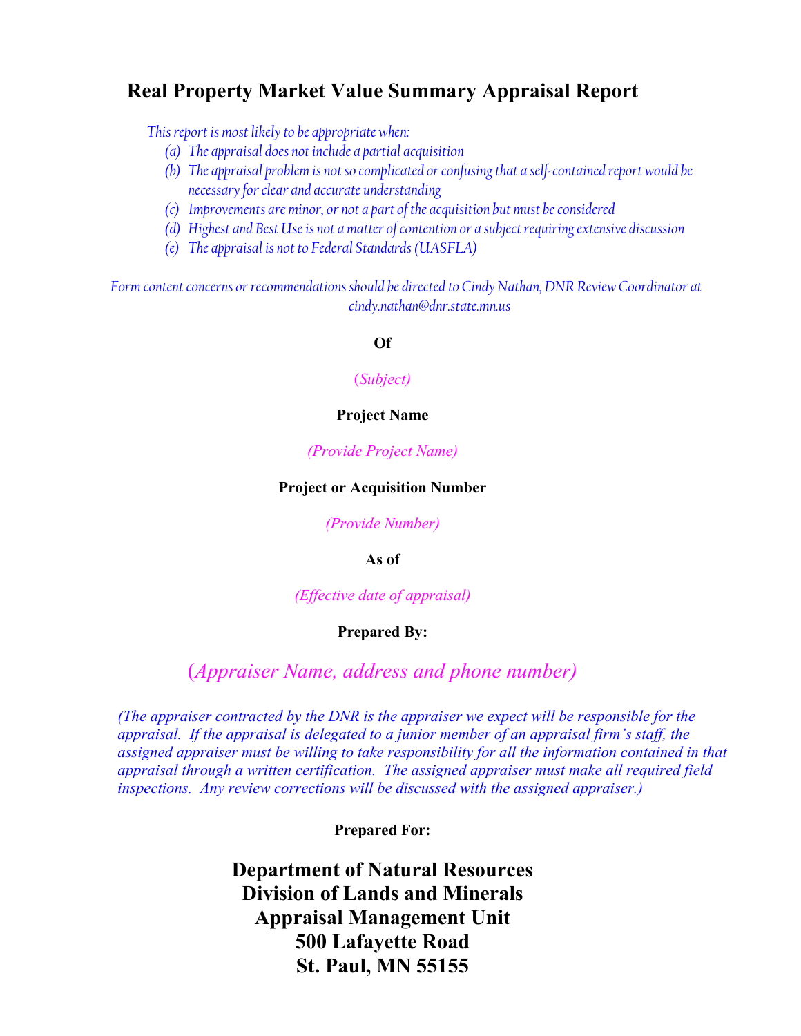# Real Property Market Value Summary Appraisal Report

*This report is most likely to be appropriate when:*

*(a) The appraisal does not include a partial acquisition*
*(b) The appraisal problem is not so complicated or confusing that a self-contained report would be necessary for clear and accurate understanding*
*(c) Improvements are minor, or not a part of the acquisition but must be considered*
*(d) Highest and Best Use is not a matter of contention or a subject requiring extensive discussion*
*(e) The appraisal is not to Federal Standards (UASFLA)*

*Form content concerns or recommendations should be directed to Cindy Nathan, DNR Review Coordinator at cindy.nathan@dnr.state.mn.us*

**Of**

*(Subject)*

**Project Name**

*(Provide Project Name)*

**Project or Acquisition Number**

*(Provide Number)*

**As of**

*(Effective date of appraisal)*

**Prepared By:**

*(Appraiser Name, address and phone number)*

*(The appraiser contracted by the DNR is the appraiser we expect will be responsible for the appraisal. If the appraisal is delegated to a junior member of an appraisal firm's staff, the assigned appraiser must be willing to take responsibility for all the information contained in that appraisal through a written certification. The assigned appraiser must make all required field inspections. Any review corrections will be discussed with the assigned appraiser.)*

**Prepared For:**

**Department of Natural Resources**
**Division of Lands and Minerals**
**Appraisal Management Unit**
**500 Lafayette Road**
**St. Paul, MN 55155**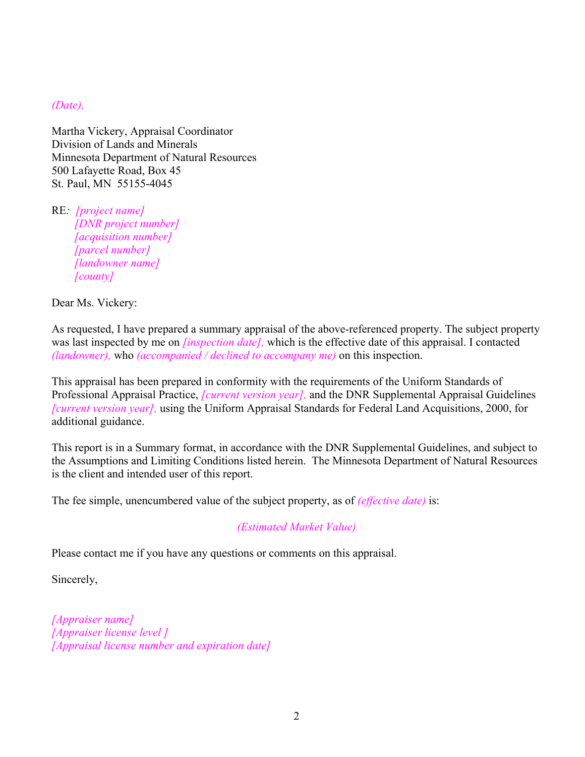*(Date),*

Martha Vickery, Appraisal Coordinator
Division of Lands and Minerals
Minnesota Department of Natural Resources
500 Lafayette Road, Box 45
St. Paul, MN 55155-4045

RE*: [project name]*
*[DNR project number]*
*[acquisition number]*
*[parcel number]*
*[landowner name]*
*[county]*

Dear Ms. Vickery:

As requested, I have prepared a summary appraisal of the above-referenced property. The subject property was last inspected by me on *[inspection date],* which is the effective date of this appraisal. I contacted *(landowner),* who *(accompanied / declined to accompany me)* on this inspection.

This appraisal has been prepared in conformity with the requirements of the Uniform Standards of Professional Appraisal Practice, *[current version year],* and the DNR Supplemental Appraisal Guidelines *[current version year],* using the Uniform Appraisal Standards for Federal Land Acquisitions, 2000, for additional guidance.

This report is in a Summary format, in accordance with the DNR Supplemental Guidelines, and subject to the Assumptions and Limiting Conditions listed herein. The Minnesota Department of Natural Resources is the client and intended user of this report.

The fee simple, unencumbered value of the subject property, as of *(effective date)* is:

*(Estimated Market Value)*

Please contact me if you have any questions or comments on this appraisal.

Sincerely,

*[Appraiser name]*
*[Appraiser license level ]*
*[Appraisal license number and expiration date]*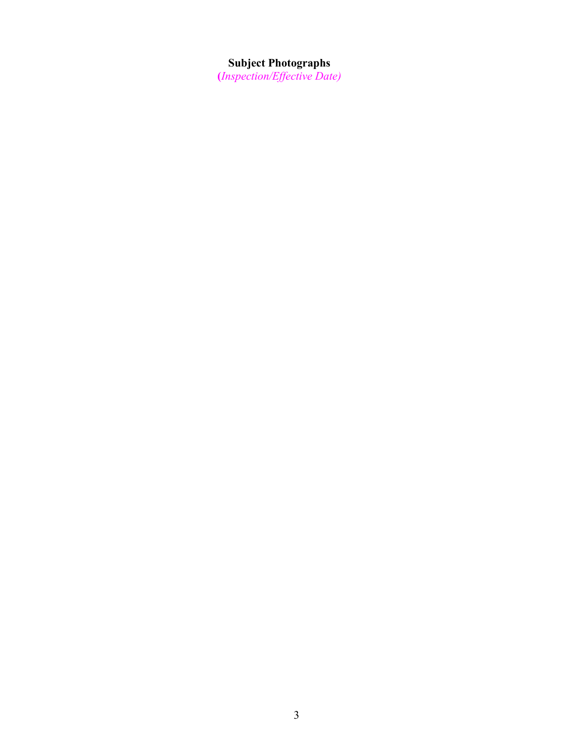**Subject Photographs**

*(Inspection/Effective Date)*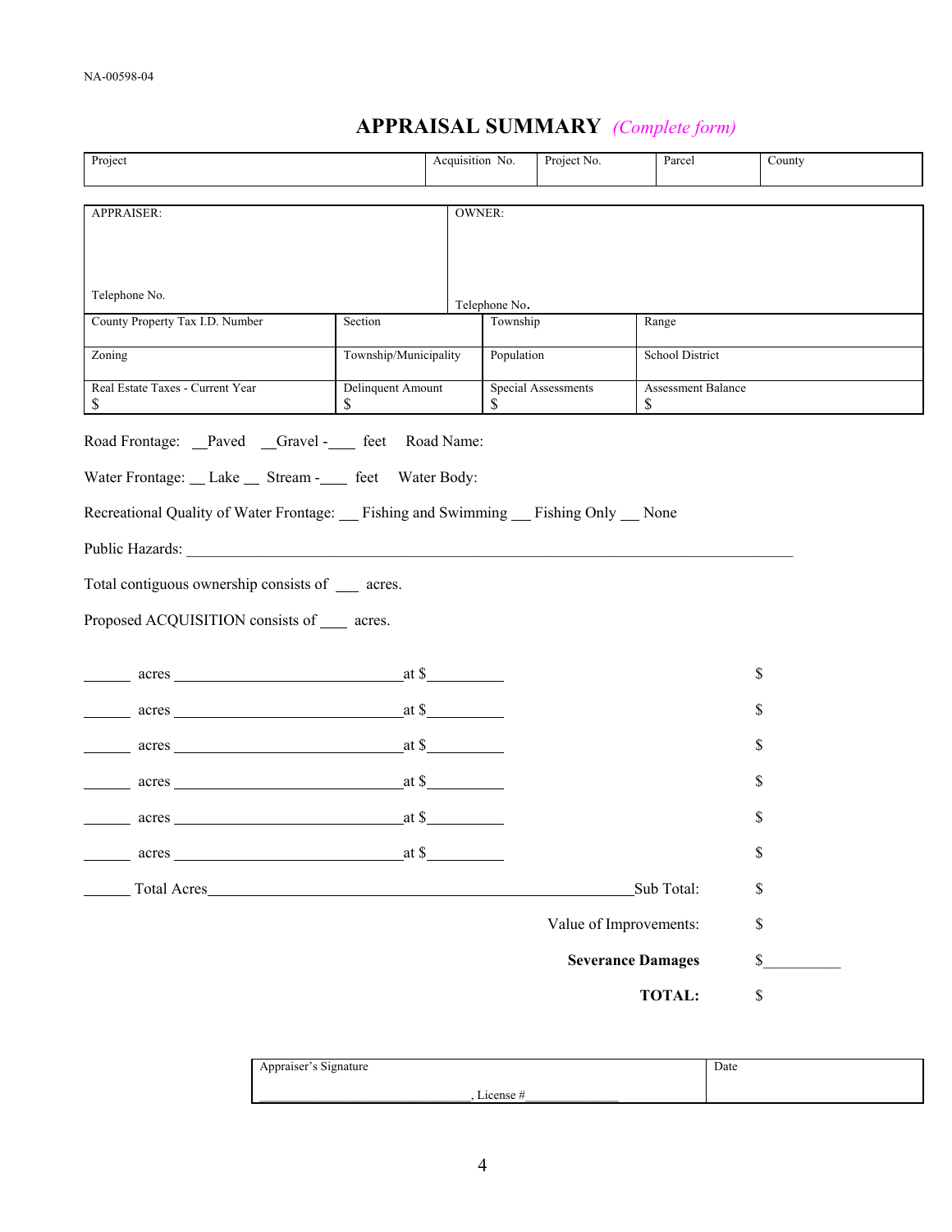NA-00598-04

# APPRAISAL SUMMARY *(Complete form)*

| Project | Acquisition No. | Project No. | Parcel | County |
|---|---|---|---|---|
| | | | | |

| APPRAISER: | OWNER: |
|---|---|
| Telephone No. | Telephone No. |

| County Property Tax I.D. Number | Section | Township | Range |
|---|---|---|---|
| **Zoning** | **Township/Municipality** | **Population** | **School District** |
| **Real Estate Taxes - Current Year** $ | **Delinquent Amount** $ | **Special Assessments** $ | **Assessment Balance** $ |

Road Frontage: __Paved __Gravel -____ feet Road Name:

Water Frontage: __ Lake __ Stream -____ feet Water Body:

Recreational Quality of Water Frontage: __ Fishing and Swimming __ Fishing Only __ None

Public Hazards: ________________________________________________________________________________

Total contiguous ownership consists of ___ acres.

Proposed ACQUISITION consists of ____ acres.

______ acres ______________________________at $__________ $

______ acres ______________________________at $__________ $

______ acres ______________________________at $__________ $

______ acres ______________________________at $__________ $

______ acres ______________________________at $__________ $

______ acres ______________________________at $__________ $

______ Total Acres__________________________________________________________Sub Total: $

Value of Improvements: $

**Severance Damages** $__________

**TOTAL:** $

| Appriaser's Signature | Date |
|---|---|
| ______________________________, License #______________ | |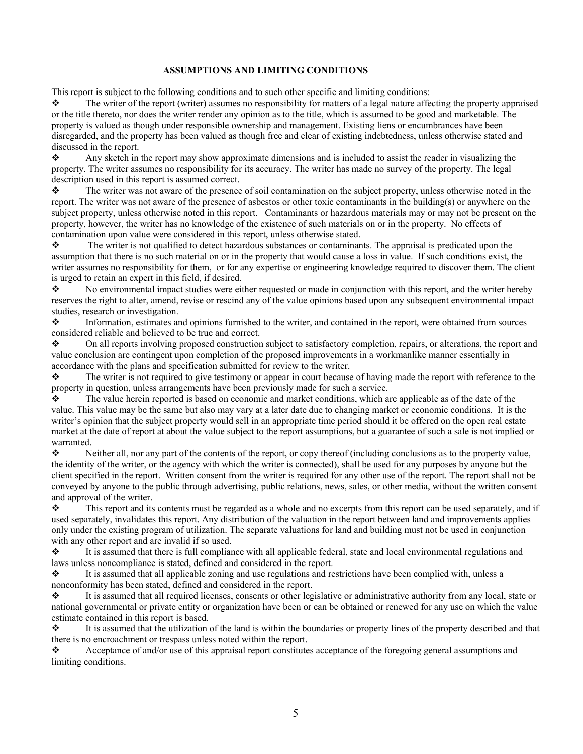## ASSUMPTIONS AND LIMITING CONDITIONS

This report is subject to the following conditions and to such other specific and limiting conditions:

- The writer of the report (writer) assumes no responsibility for matters of a legal nature affecting the property appraised or the title thereto, nor does the writer render any opinion as to the title, which is assumed to be good and marketable. The property is valued as though under responsible ownership and management. Existing liens or encumbrances have been disregarded, and the property has been valued as though free and clear of existing indebtedness, unless otherwise stated and discussed in the report.
- Any sketch in the report may show approximate dimensions and is included to assist the reader in visualizing the property. The writer assumes no responsibility for its accuracy. The writer has made no survey of the property. The legal description used in this report is assumed correct.
- The writer was not aware of the presence of soil contamination on the subject property, unless otherwise noted in the report. The writer was not aware of the presence of asbestos or other toxic contaminants in the building(s) or anywhere on the subject property, unless otherwise noted in this report. Contaminants or hazardous materials may or may not be present on the property, however, the writer has no knowledge of the existence of such materials on or in the property. No effects of contamination upon value were considered in this report, unless otherwise stated.
- The writer is not qualified to detect hazardous substances or contaminants. The appraisal is predicated upon the assumption that there is no such material on or in the property that would cause a loss in value. If such conditions exist, the writer assumes no responsibility for them, or for any expertise or engineering knowledge required to discover them. The client is urged to retain an expert in this field, if desired.
- No environmental impact studies were either requested or made in conjunction with this report, and the writer hereby reserves the right to alter, amend, revise or rescind any of the value opinions based upon any subsequent environmental impact studies, research or investigation.
- Information, estimates and opinions furnished to the writer, and contained in the report, were obtained from sources considered reliable and believed to be true and correct.
- On all reports involving proposed construction subject to satisfactory completion, repairs, or alterations, the report and value conclusion are contingent upon completion of the proposed improvements in a workmanlike manner essentially in accordance with the plans and specification submitted for review to the writer.
- The writer is not required to give testimony or appear in court because of having made the report with reference to the property in question, unless arrangements have been previously made for such a service.
- The value herein reported is based on economic and market conditions, which are applicable as of the date of the value. This value may be the same but also may vary at a later date due to changing market or economic conditions. It is the writer's opinion that the subject property would sell in an appropriate time period should it be offered on the open real estate market at the date of report at about the value subject to the report assumptions, but a guarantee of such a sale is not implied or warranted.
- Neither all, nor any part of the contents of the report, or copy thereof (including conclusions as to the property value, the identity of the writer, or the agency with which the writer is connected), shall be used for any purposes by anyone but the client specified in the report. Written consent from the writer is required for any other use of the report. The report shall not be conveyed by anyone to the public through advertising, public relations, news, sales, or other media, without the written consent and approval of the writer.
- This report and its contents must be regarded as a whole and no excerpts from this report can be used separately, and if used separately, invalidates this report. Any distribution of the valuation in the report between land and improvements applies only under the existing program of utilization. The separate valuations for land and building must not be used in conjunction with any other report and are invalid if so used.
- It is assumed that there is full compliance with all applicable federal, state and local environmental regulations and laws unless noncompliance is stated, defined and considered in the report.
- It is assumed that all applicable zoning and use regulations and restrictions have been complied with, unless a nonconformity has been stated, defined and considered in the report.
- It is assumed that all required licenses, consents or other legislative or administrative authority from any local, state or national governmental or private entity or organization have been or can be obtained or renewed for any use on which the value estimate contained in this report is based.
- It is assumed that the utilization of the land is within the boundaries or property lines of the property described and that there is no encroachment or trespass unless noted within the report.
- Acceptance of and/or use of this appraisal report constitutes acceptance of the foregoing general assumptions and limiting conditions.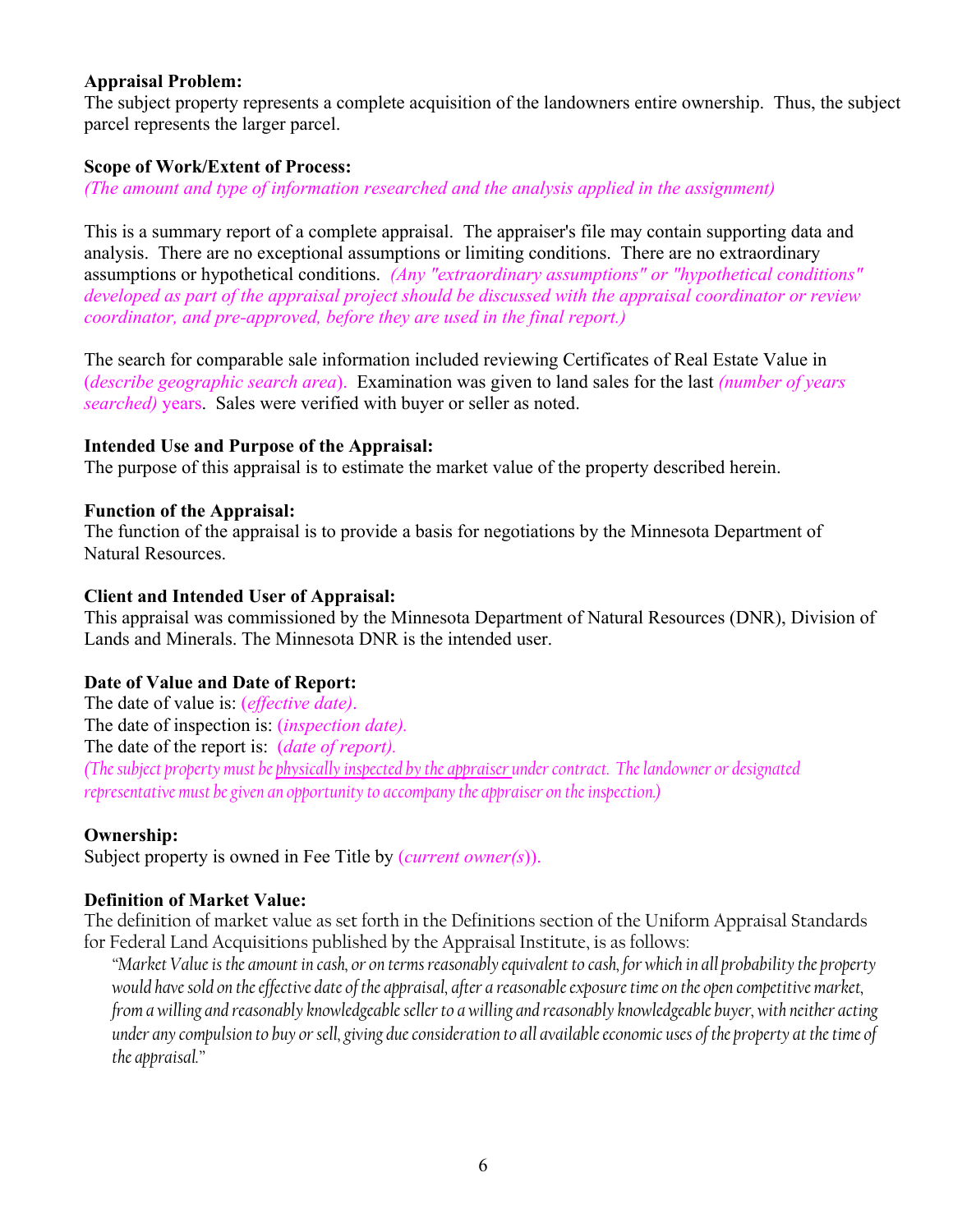**Appraisal Problem:**
The subject property represents a complete acquisition of the landowners entire ownership. Thus, the subject parcel represents the larger parcel.

**Scope of Work/Extent of Process:**
*(The amount and type of information researched and the analysis applied in the assignment)*

This is a summary report of a complete appraisal. The appraiser's file may contain supporting data and analysis. There are no exceptional assumptions or limiting conditions. There are no extraordinary assumptions or hypothetical conditions. *(Any "extraordinary assumptions" or "hypothetical conditions" developed as part of the appraisal project should be discussed with the appraisal coordinator or review coordinator, and pre-approved, before they are used in the final report.)*

The search for comparable sale information included reviewing Certificates of Real Estate Value in (*describe geographic search area*). Examination was given to land sales for the last *(number of years searched)* years. Sales were verified with buyer or seller as noted.

**Intended Use and Purpose of the Appraisal:**
The purpose of this appraisal is to estimate the market value of the property described herein.

**Function of the Appraisal:**
The function of the appraisal is to provide a basis for negotiations by the Minnesota Department of Natural Resources.

**Client and Intended User of Appraisal:**
This appraisal was commissioned by the Minnesota Department of Natural Resources (DNR), Division of Lands and Minerals. The Minnesota DNR is the intended user.

**Date of Value and Date of Report:**
The date of value is: (*effective date)*.
The date of inspection is: (*inspection date)*.
The date of the report is: (*date of report)*.
*(The subject property must be physically inspected by the appraiser under contract. The landowner or designated representative must be given an opportunity to accompany the appraiser on the inspection.)*

**Ownership:**
Subject property is owned in Fee Title by (*current owner(s)*).

**Definition of Market Value:**
The definition of market value as set forth in the Definitions section of the Uniform Appraisal Standards for Federal Land Acquisitions published by the Appraisal Institute, is as follows:

> *"Market Value is the amount in cash, or on terms reasonably equivalent to cash, for which in all probability the property would have sold on the effective date of the appraisal, after a reasonable exposure time on the open competitive market, from a willing and reasonably knowledgeable seller to a willing and reasonably knowledgeable buyer, with neither acting under any compulsion to buy or sell, giving due consideration to all available economic uses of the property at the time of the appraisal."*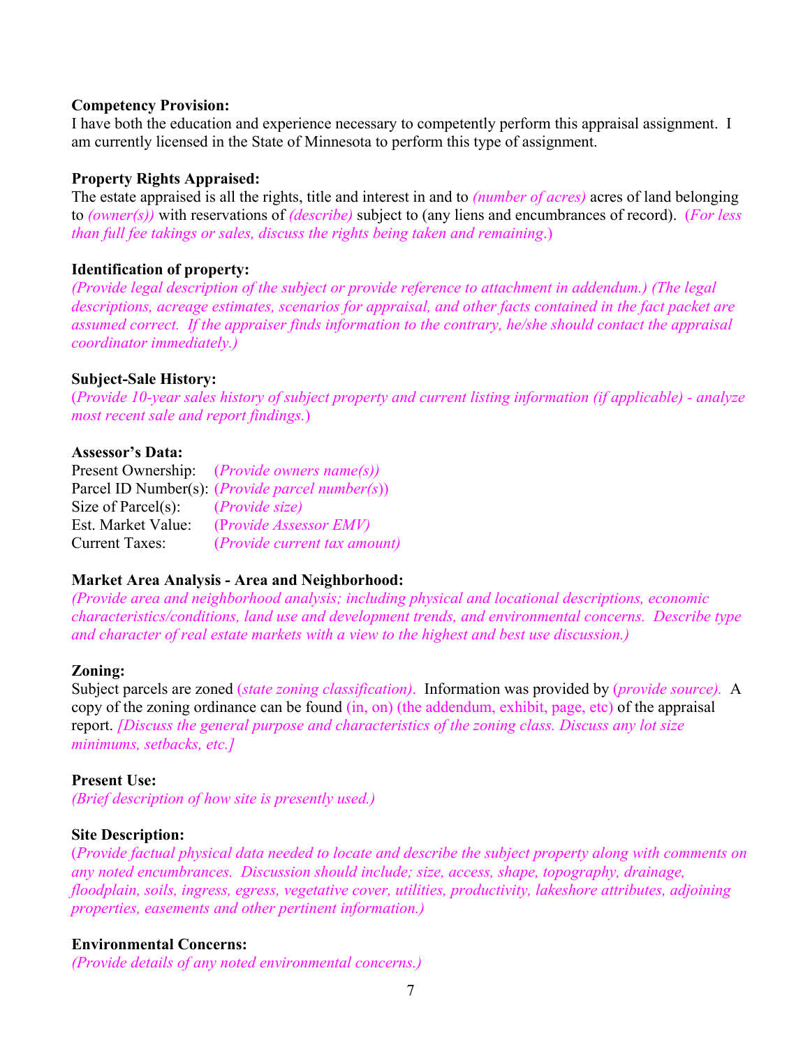**Competency Provision:**
I have both the education and experience necessary to competently perform this appraisal assignment. I am currently licensed in the State of Minnesota to perform this type of assignment.

**Property Rights Appraised:**
The estate appraised is all the rights, title and interest in and to *(number of acres)* acres of land belonging to *(owner(s))* with reservations of *(describe)* subject to (any liens and encumbrances of record). (*For less than full fee takings or sales, discuss the rights being taken and remaining*.)

**Identification of property:**
*(Provide legal description of the subject or provide reference to attachment in addendum.) (The legal descriptions, acreage estimates, scenarios for appraisal, and other facts contained in the fact packet are assumed correct. If the appraiser finds information to the contrary, he/she should contact the appraisal coordinator immediately.)*

**Subject-Sale History:**
(*Provide 10-year sales history of subject property and current listing information (if applicable) - analyze most recent sale and report findings.*)

**Assessor's Data:**

Present Ownership: (*Provide owners name(s))*
Parcel ID Number(s): (*Provide parcel number(s*))
Size of Parcel(s): (*Provide size)*
Est. Market Value: (P*rovide Assessor EMV)*
Current Taxes: (*Provide current tax amount)*

**Market Area Analysis - Area and Neighborhood:**
*(Provide area and neighborhood analysis; including physical and locational descriptions, economic characteristics/conditions, land use and development trends, and environmental concerns. Describe type and character of real estate markets with a view to the highest and best use discussion.)*

**Zoning:**
Subject parcels are zoned (*state zoning classification)*. Information was provided by (*provide source).* A copy of the zoning ordinance can be found (in, on) (the addendum, exhibit, page, etc) of the appraisal report. *[Discuss the general purpose and characteristics of the zoning class. Discuss any lot size minimums, setbacks, etc.]*

**Present Use:**
*(Brief description of how site is presently used.)*

**Site Description:**
(*Provide factual physical data needed to locate and describe the subject property along with comments on any noted encumbrances. Discussion should include; size, access, shape, topography, drainage, floodplain, soils, ingress, egress, vegetative cover, utilities, productivity, lakeshore attributes, adjoining properties, easements and other pertinent information.)*

**Environmental Concerns:**
*(Provide details of any noted environmental concerns.)*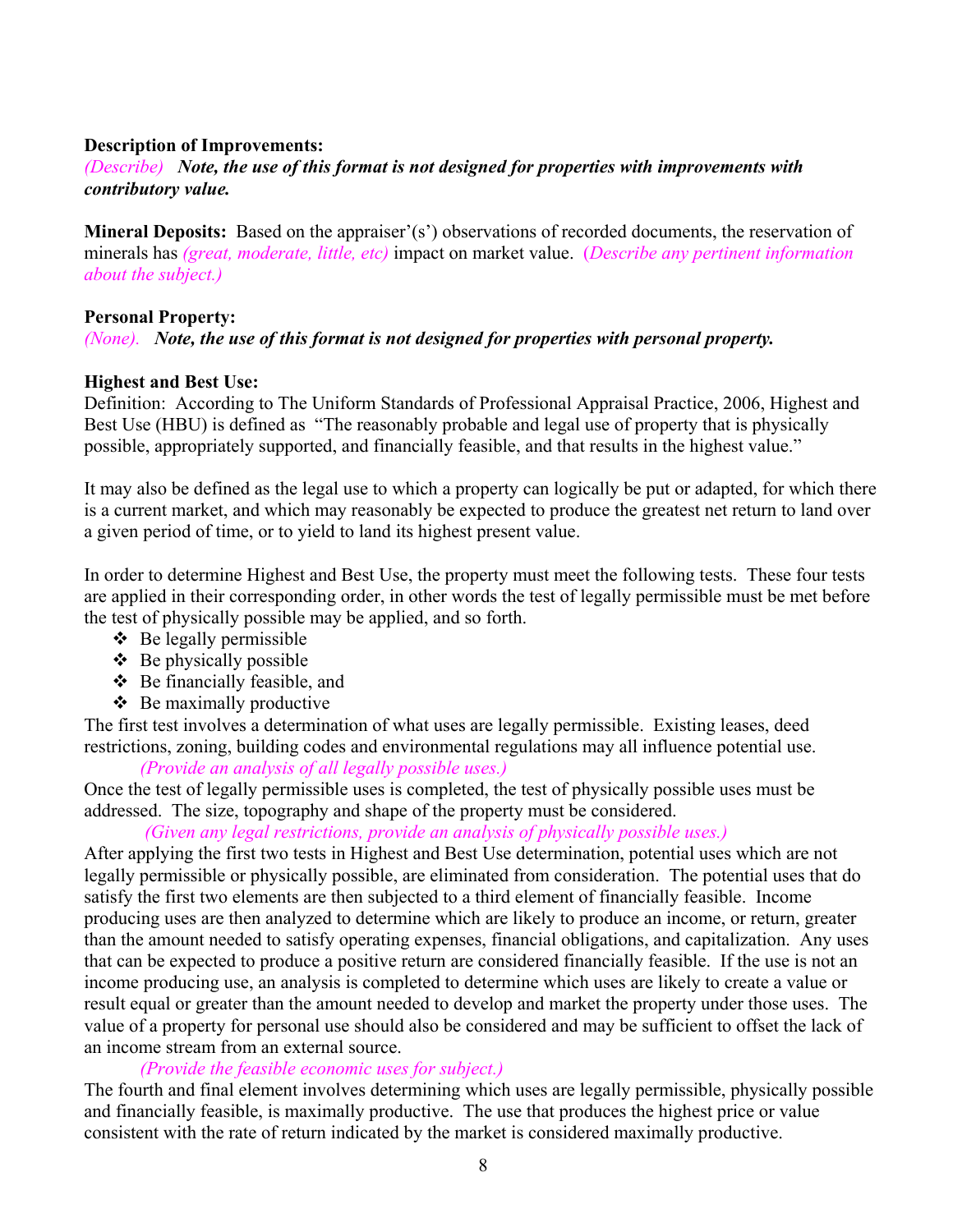**Description of Improvements:**
*(Describe)* ***Note, the use of this format is not designed for properties with improvements with contributory value.***

**Mineral Deposits:** Based on the appraiser'(s') observations of recorded documents, the reservation of minerals has *(great, moderate, little, etc)* impact on market value. (*Describe any pertinent information about the subject.)*

**Personal Property:**
*(None).* ***Note, the use of this format is not designed for properties with personal property.***

**Highest and Best Use:**
Definition: According to The Uniform Standards of Professional Appraisal Practice, 2006, Highest and Best Use (HBU) is defined as "The reasonably probable and legal use of property that is physically possible, appropriately supported, and financially feasible, and that results in the highest value."

It may also be defined as the legal use to which a property can logically be put or adapted, for which there is a current market, and which may reasonably be expected to produce the greatest net return to land over a given period of time, or to yield to land its highest present value.

In order to determine Highest and Best Use, the property must meet the following tests. These four tests are applied in their corresponding order, in other words the test of legally permissible must be met before the test of physically possible may be applied, and so forth.

- Be legally permissible
- Be physically possible
- Be financially feasible, and
- Be maximally productive

The first test involves a determination of what uses are legally permissible. Existing leases, deed restrictions, zoning, building codes and environmental regulations may all influence potential use.

*(Provide an analysis of all legally possible uses.)*

Once the test of legally permissible uses is completed, the test of physically possible uses must be addressed. The size, topography and shape of the property must be considered.

*(Given any legal restrictions, provide an analysis of physically possible uses.)*

After applying the first two tests in Highest and Best Use determination, potential uses which are not legally permissible or physically possible, are eliminated from consideration. The potential uses that do satisfy the first two elements are then subjected to a third element of financially feasible. Income producing uses are then analyzed to determine which are likely to produce an income, or return, greater than the amount needed to satisfy operating expenses, financial obligations, and capitalization. Any uses that can be expected to produce a positive return are considered financially feasible. If the use is not an income producing use, an analysis is completed to determine which uses are likely to create a value or result equal or greater than the amount needed to develop and market the property under those uses. The value of a property for personal use should also be considered and may be sufficient to offset the lack of an income stream from an external source.

*(Provide the feasible economic uses for subject.)*

The fourth and final element involves determining which uses are legally permissible, physically possible and financially feasible, is maximally productive. The use that produces the highest price or value consistent with the rate of return indicated by the market is considered maximally productive.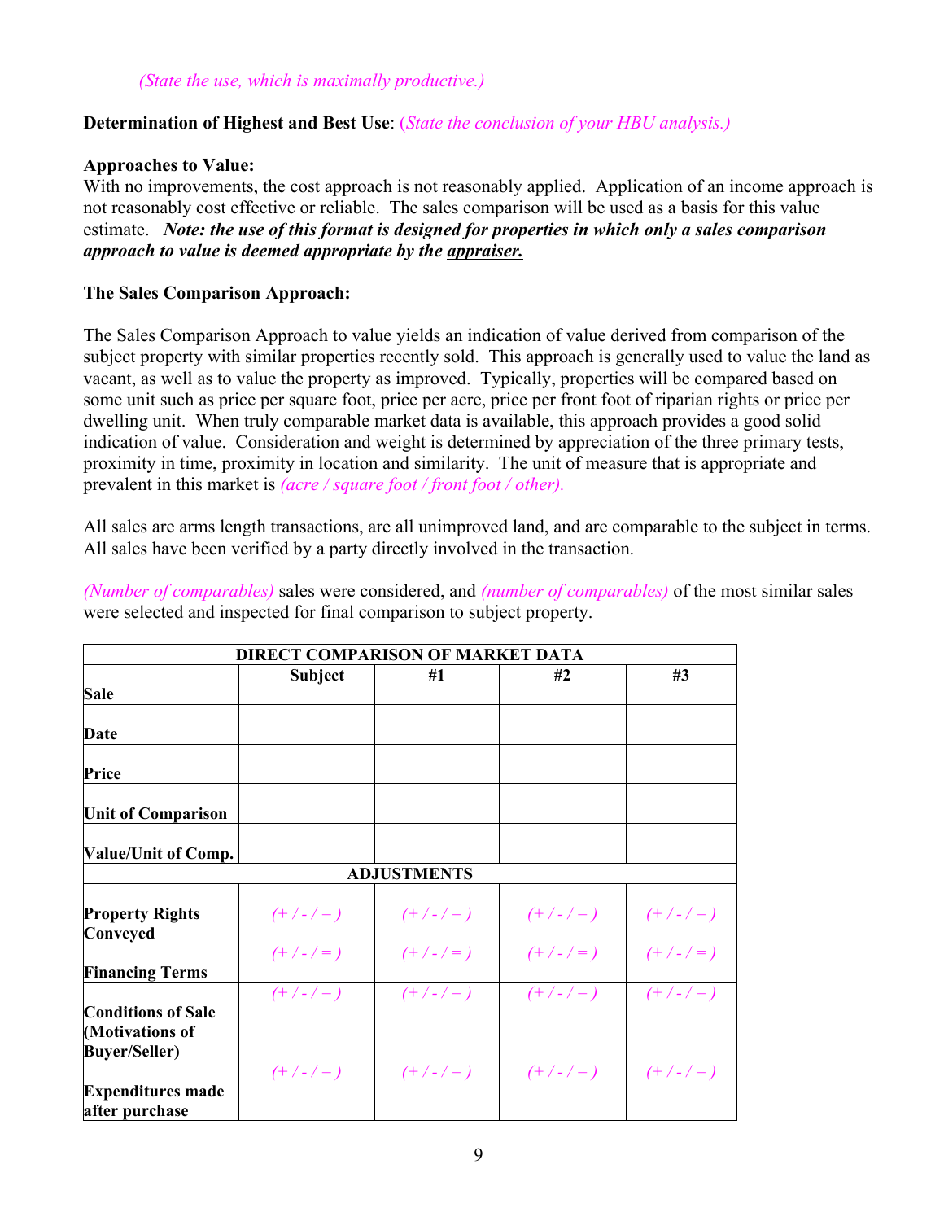*(State the use, which is maximally productive.)*

**Determination of Highest and Best Use**: (*State the conclusion of your HBU analysis.)*

**Approaches to Value:**
With no improvements, the cost approach is not reasonably applied. Application of an income approach is not reasonably cost effective or reliable. The sales comparison will be used as a basis for this value estimate. ***Note: the use of this format is designed for properties in which only a sales comparison approach to value is deemed appropriate by the <u>appraiser.</u>***

**The Sales Comparison Approach:**

The Sales Comparison Approach to value yields an indication of value derived from comparison of the subject property with similar properties recently sold. This approach is generally used to value the land as vacant, as well as to value the property as improved. Typically, properties will be compared based on some unit such as price per square foot, price per acre, price per front foot of riparian rights or price per dwelling unit. When truly comparable market data is available, this approach provides a good solid indication of value. Consideration and weight is determined by appreciation of the three primary tests, proximity in time, proximity in location and similarity. The unit of measure that is appropriate and prevalent in this market is *(acre / square foot / front foot / other).*

All sales are arms length transactions, are all unimproved land, and are comparable to the subject in terms. All sales have been verified by a party directly involved in the transaction.

*(Number of comparables)* sales were considered, and *(number of comparables)* of the most similar sales were selected and inspected for final comparison to subject property.

| DIRECT COMPARISON OF MARKET DATA | | | | |
|---|---|---|---|---|
| **Sale** | **Subject** | **#1** | **#2** | **#3** |
| **Date** | | | | |
| **Price** | | | | |
| **Unit of Comparison** | | | | |
| **Value/Unit of Comp.** | | | | |
| **ADJUSTMENTS** | | | | |
| **Property Rights Conveyed** | *(+ / - / = )* | *(+ / - / = )* | *(+ / - / = )* | *(+ / - / = )* |
| **Financing Terms** | *(+ / - / = )* | *(+ / - / = )* | *(+ / - / = )* | *(+ / - / = )* |
| **Conditions of Sale (Motivations of Buyer/Seller)** | *(+ / - / = )* | *(+ / - / = )* | *(+ / - / = )* | *(+ / - / = )* |
| **Expenditures made after purchase** | *(+ / - / = )* | *(+ / - / = )* | *(+ / - / = )* | *(+ / - / = )* |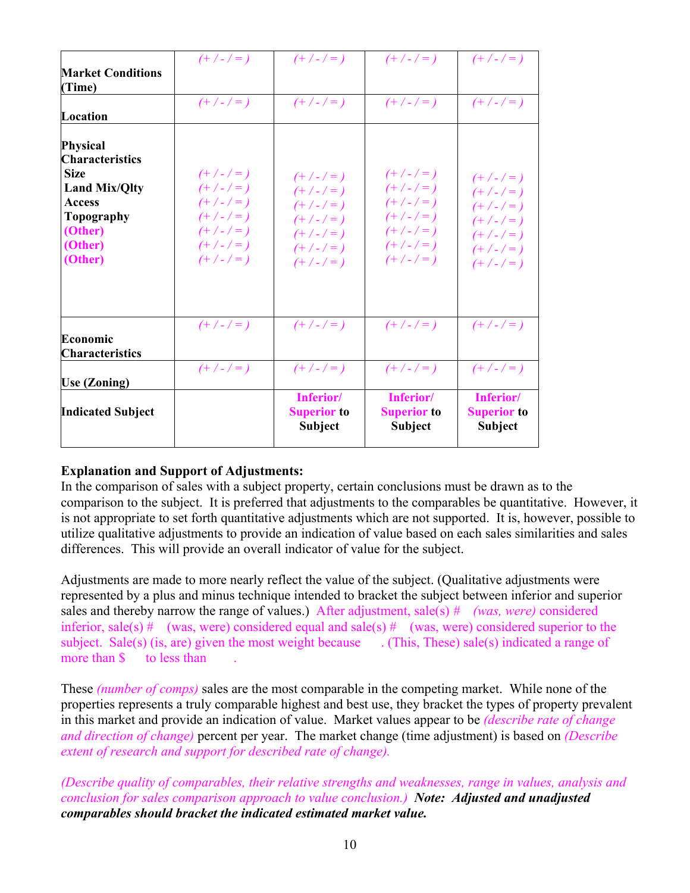| | | | | |
|---|---|---|---|---|
| **Market Conditions (Time)** | *(+ / - / = )* | *(+ / - / = )* | *(+ / - / = )* | *(+ / - / = )* |
| **Location** | *(+ / - / = )* | *(+ / - / = )* | *(+ / - / = )* | *(+ / - / = )* |
| **Physical Characteristics**<br>**Size**<br>**Land Mix/Qlty**<br>**Access**<br>**Topography**<br>**(Other)**<br>**(Other)**<br>**(Other)** | *(+ / - / = )*<br>*(+ / - / = )*<br>*(+ / - / = )*<br>*(+ / - / = )*<br>*(+ / - / = )*<br>*(+ / - / = )*<br>*(+ / - / = )* | *(+ / - / = )*<br>*(+ / - / = )*<br>*(+ / - / = )*<br>*(+ / - / = )*<br>*(+ / - / = )*<br>*(+ / - / = )*<br>*(+ / - / = )* | *(+ / - / = )*<br>*(+ / - / = )*<br>*(+ / - / = )*<br>*(+ / - / = )*<br>*(+ / - / = )*<br>*(+ / - / = )*<br>*(+ / - / = )* | *(+ / - / = )*<br>*(+ / - / = )*<br>*(+ / - / = )*<br>*(+ / - / = )*<br>*(+ / - / = )*<br>*(+ / - / = )*<br>*(+ / - / = )* |
| **Economic Characteristics** | *(+ / - / = )* | *(+ / - / = )* | *(+ / - / = )* | *(+ / - / = )* |
| **Use (Zoning)** | *(+ / - / = )* | *(+ / - / = )* | *(+ / - / = )* | *(+ / - / = )* |
| **Indicated Subject** | | **Inferior/ Superior to Subject** | **Inferior/ Superior to Subject** | **Inferior/ Superior to Subject** |

**Explanation and Support of Adjustments:**
In the comparison of sales with a subject property, certain conclusions must be drawn as to the comparison to the subject. It is preferred that adjustments to the comparables be quantitative. However, it is not appropriate to set forth quantitative adjustments which are not supported. It is, however, possible to utilize qualitative adjustments to provide an indication of value based on each sales similarities and sales differences. This will provide an overall indicator of value for the subject.

Adjustments are made to more nearly reflect the value of the subject. (Qualitative adjustments were represented by a plus and minus technique intended to bracket the subject between inferior and superior sales and thereby narrow the range of values.) After adjustment, sale(s) # *(was, were)* considered inferior, sale(s) # (was, were) considered equal and sale(s) # (was, were) considered superior to the subject. Sale(s) (is, are) given the most weight because . (This, These) sale(s) indicated a range of more than $ to less than .

These *(number of comps)* sales are the most comparable in the competing market. While none of the properties represents a truly comparable highest and best use, they bracket the types of property prevalent in this market and provide an indication of value. Market values appear to be *(describe rate of change and direction of change)* percent per year. The market change (time adjustment) is based on *(Describe extent of research and support for described rate of change).*

*(Describe quality of comparables, their relative strengths and weaknesses, range in values, analysis and conclusion for sales comparison approach to value conclusion.)* ***Note: Adjusted and unadjusted comparables should bracket the indicated estimated market value.***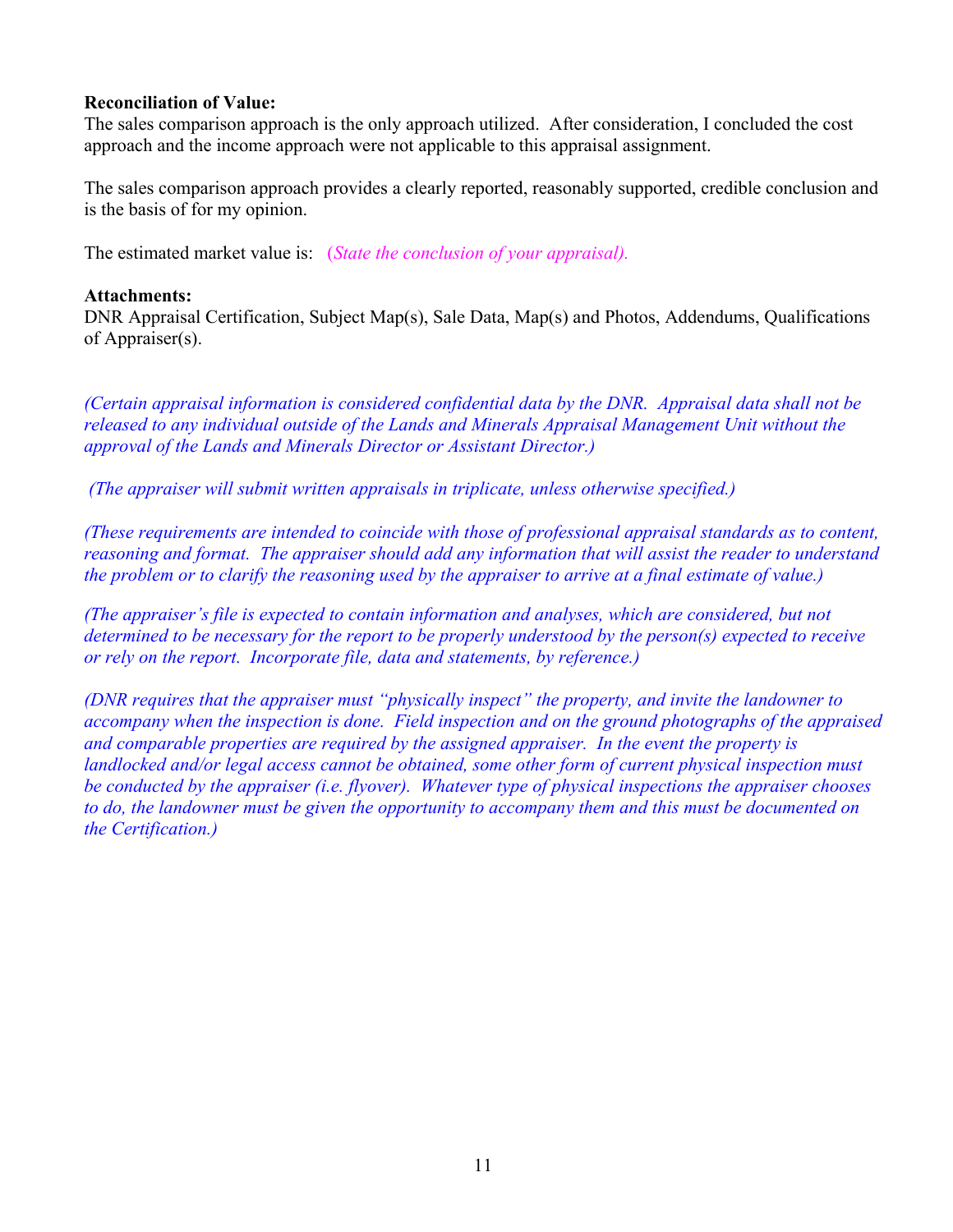**Reconciliation of Value:**
The sales comparison approach is the only approach utilized. After consideration, I concluded the cost approach and the income approach were not applicable to this appraisal assignment.

The sales comparison approach provides a clearly reported, reasonably supported, credible conclusion and is the basis of for my opinion.

The estimated market value is: (*State the conclusion of your appraisal).*

**Attachments:**
DNR Appraisal Certification, Subject Map(s), Sale Data, Map(s) and Photos, Addendums, Qualifications of Appraiser(s).

*(Certain appraisal information is considered confidential data by the DNR. Appraisal data shall not be released to any individual outside of the Lands and Minerals Appraisal Management Unit without the approval of the Lands and Minerals Director or Assistant Director.)*

*(The appraiser will submit written appraisals in triplicate, unless otherwise specified.)*

*(These requirements are intended to coincide with those of professional appraisal standards as to content, reasoning and format. The appraiser should add any information that will assist the reader to understand the problem or to clarify the reasoning used by the appraiser to arrive at a final estimate of value.)*

*(The appraiser's file is expected to contain information and analyses, which are considered, but not determined to be necessary for the report to be properly understood by the person(s) expected to receive or rely on the report. Incorporate file, data and statements, by reference.)*

*(DNR requires that the appraiser must "physically inspect" the property, and invite the landowner to accompany when the inspection is done. Field inspection and on the ground photographs of the appraised and comparable properties are required by the assigned appraiser. In the event the property is landlocked and/or legal access cannot be obtained, some other form of current physical inspection must be conducted by the appraiser (i.e. flyover). Whatever type of physical inspections the appraiser chooses to do, the landowner must be given the opportunity to accompany them and this must be documented on the Certification.)*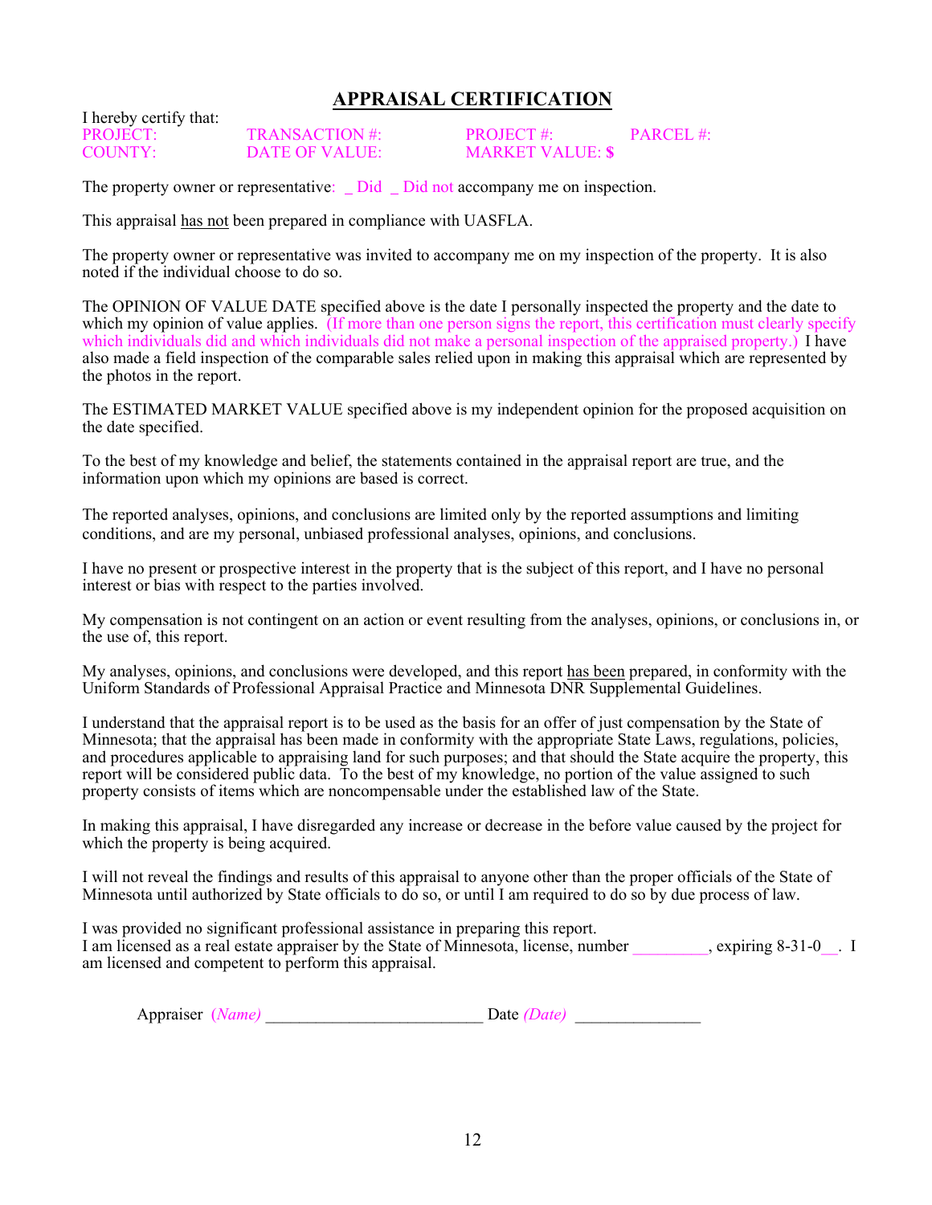## APPRAISAL CERTIFICATION

I hereby certify that:

PROJECT: TRANSACTION #: PROJECT #: PARCEL #:
COUNTY: DATE OF VALUE: MARKET VALUE: $

The property owner or representative: _ Did _ Did not accompany me on inspection.

This appraisal has not been prepared in compliance with UASFLA.

The property owner or representative was invited to accompany me on my inspection of the property. It is also noted if the individual choose to do so.

The OPINION OF VALUE DATE specified above is the date I personally inspected the property and the date to which my opinion of value applies. (If more than one person signs the report, this certification must clearly specify which individuals did and which individuals did not make a personal inspection of the appraised property.) I have also made a field inspection of the comparable sales relied upon in making this appraisal which are represented by the photos in the report.

The ESTIMATED MARKET VALUE specified above is my independent opinion for the proposed acquisition on the date specified.

To the best of my knowledge and belief, the statements contained in the appraisal report are true, and the information upon which my opinions are based is correct.

The reported analyses, opinions, and conclusions are limited only by the reported assumptions and limiting conditions, and are my personal, unbiased professional analyses, opinions, and conclusions.

I have no present or prospective interest in the property that is the subject of this report, and I have no personal interest or bias with respect to the parties involved.

My compensation is not contingent on an action or event resulting from the analyses, opinions, or conclusions in, or the use of, this report.

My analyses, opinions, and conclusions were developed, and this report has been prepared, in conformity with the Uniform Standards of Professional Appraisal Practice and Minnesota DNR Supplemental Guidelines.

I understand that the appraisal report is to be used as the basis for an offer of just compensation by the State of Minnesota; that the appraisal has been made in conformity with the appropriate State Laws, regulations, policies, and procedures applicable to appraising land for such purposes; and that should the State acquire the property, this report will be considered public data. To the best of my knowledge, no portion of the value assigned to such property consists of items which are noncompensable under the established law of the State.

In making this appraisal, I have disregarded any increase or decrease in the before value caused by the project for which the property is being acquired.

I will not reveal the findings and results of this appraisal to anyone other than the proper officials of the State of Minnesota until authorized by State officials to do so, or until I am required to do so by due process of law.

I was provided no significant professional assistance in preparing this report.
I am licensed as a real estate appraiser by the State of Minnesota, license, number _________, expiring 8-31-0__. I am licensed and competent to perform this appraisal.

Appraiser *(Name)* __________________________ Date *(Date)* _______________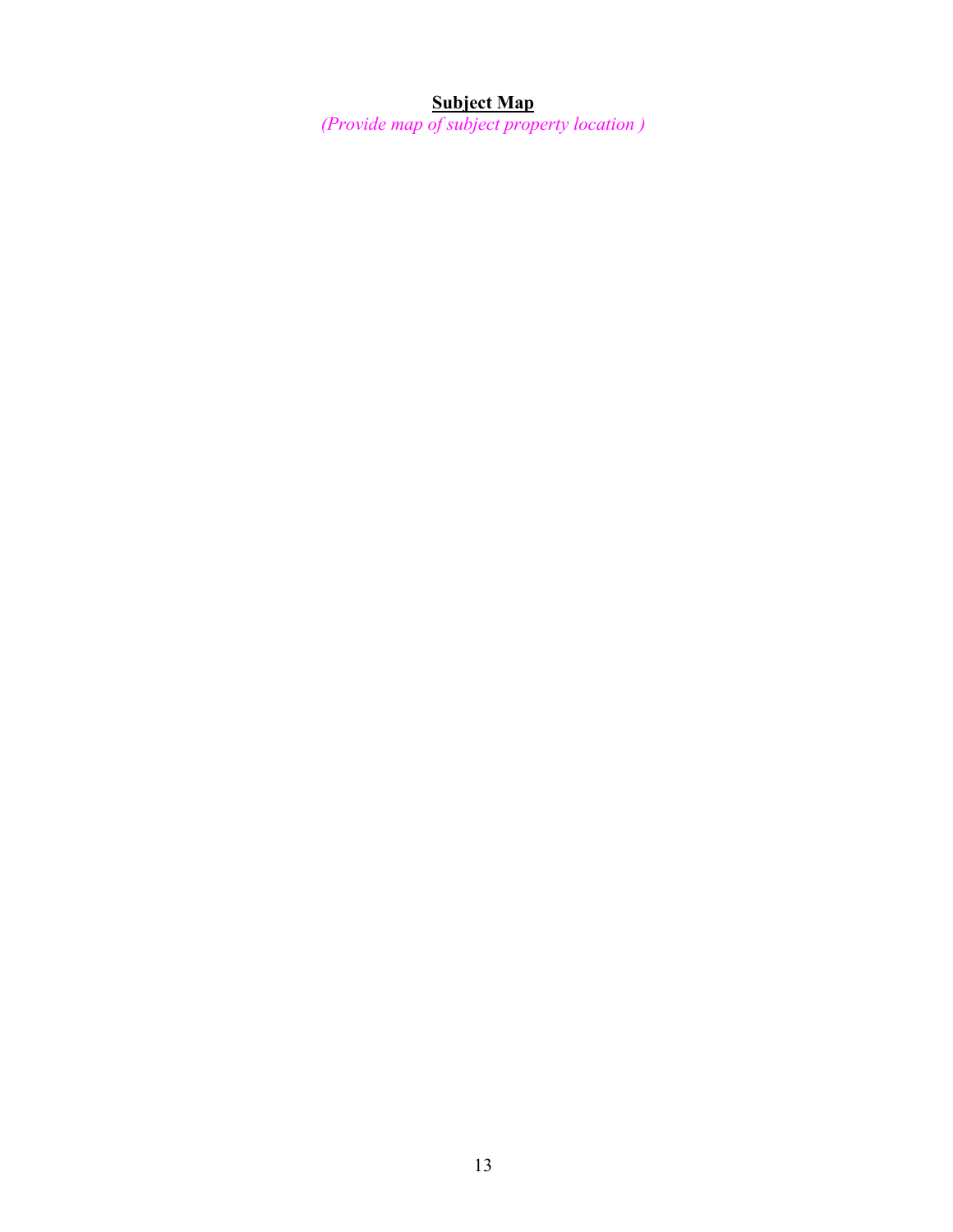**<u>Subject Map</u>**

*(Provide map of subject property location )*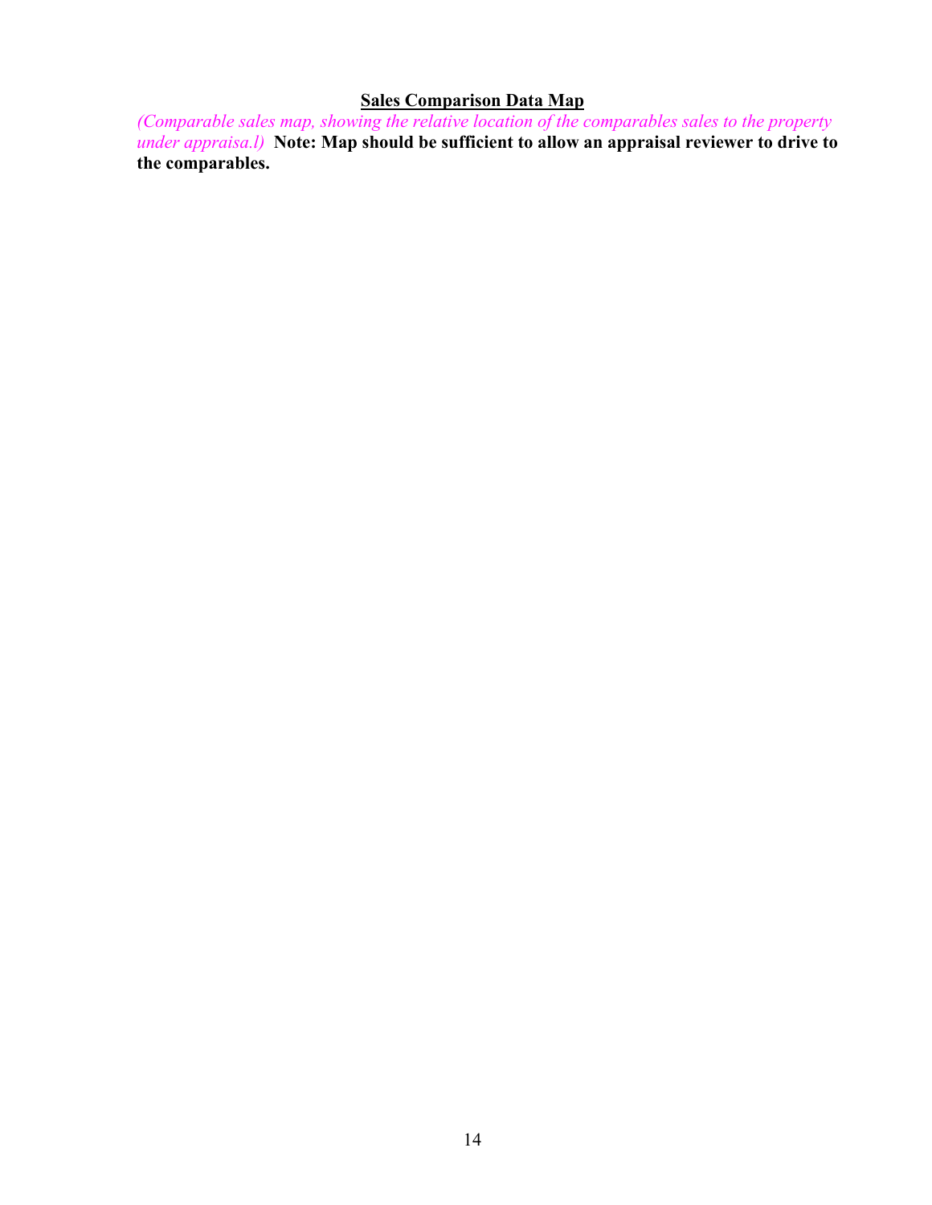## Sales Comparison Data Map

*(Comparable sales map, showing the relative location of the comparables sales to the property under appraisa.l)* **Note: Map should be sufficient to allow an appraisal reviewer to drive to the comparables.**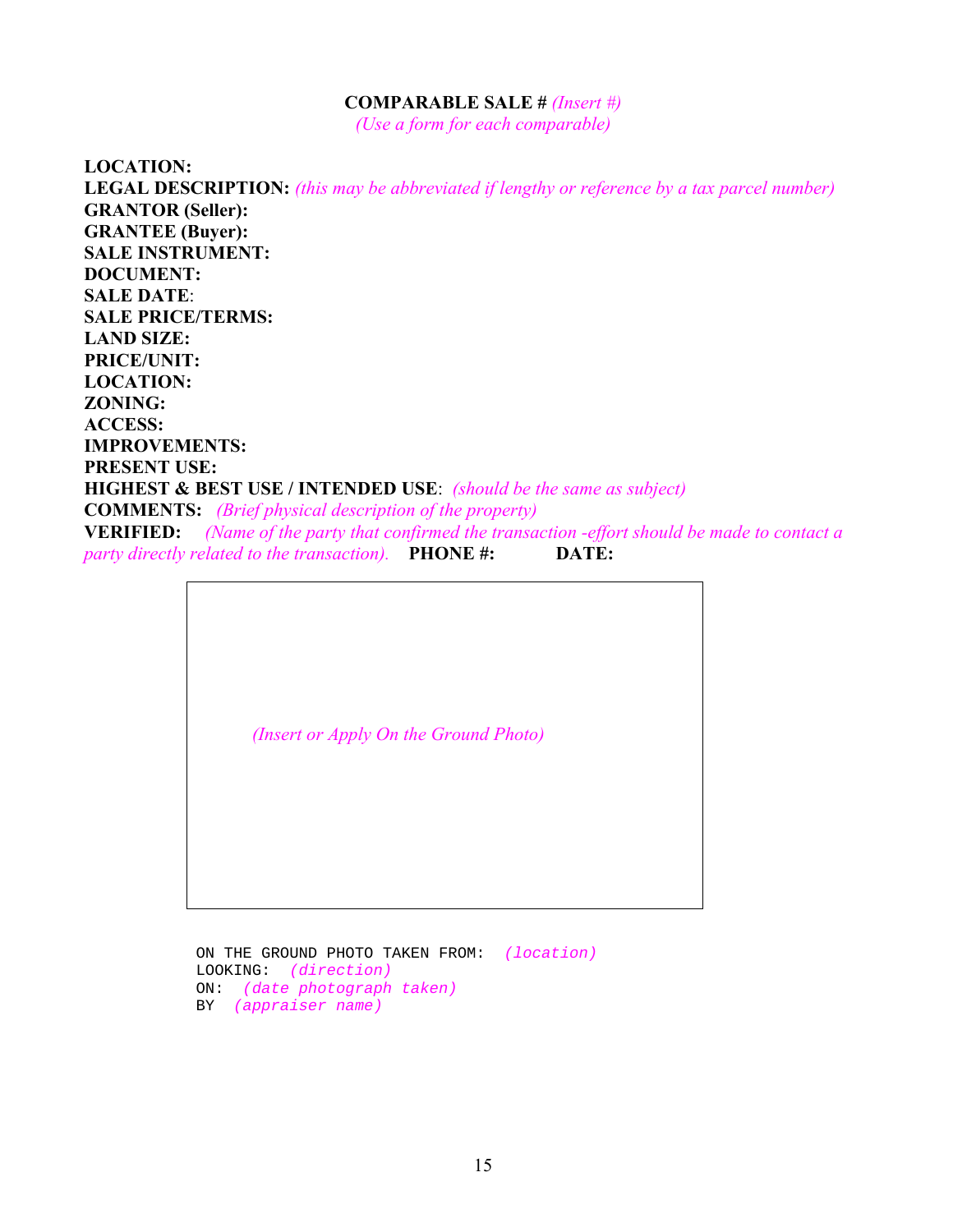**COMPARABLE SALE #** *(Insert #)*

*(Use a form for each comparable)*

**LOCATION:**
**LEGAL DESCRIPTION:** *(this may be abbreviated if lengthy or reference by a tax parcel number)*
**GRANTOR (Seller):**
**GRANTEE (Buyer):**
**SALE INSTRUMENT:**
**DOCUMENT:**
**SALE DATE**:
**SALE PRICE/TERMS:**
**LAND SIZE:**
**PRICE/UNIT:**
**LOCATION:**
**ZONING:**
**ACCESS:**
**IMPROVEMENTS:**
**PRESENT USE:**
**HIGHEST & BEST USE / INTENDED USE**: *(should be the same as subject)*
**COMMENTS:** *(Brief physical description of the property)*
**VERIFIED:** *(Name of the party that confirmed the transaction -effort should be made to contact a party directly related to the transaction).* **PHONE #:** **DATE:**

*(Insert or Apply On the Ground Photo)*

ON THE GROUND PHOTO TAKEN FROM: *(location)*
LOOKING: *(direction)*
ON: *(date photograph taken)*
BY *(appraiser name)*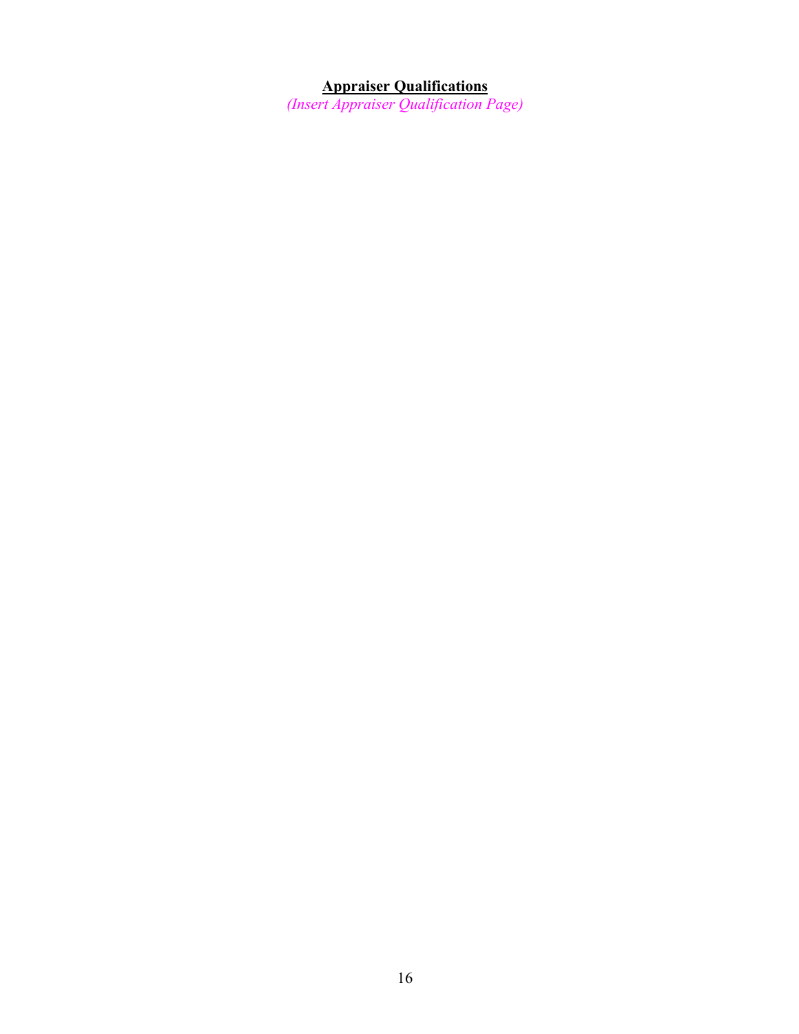**Appraiser Qualifications**

*(Insert Appraiser Qualification Page)*